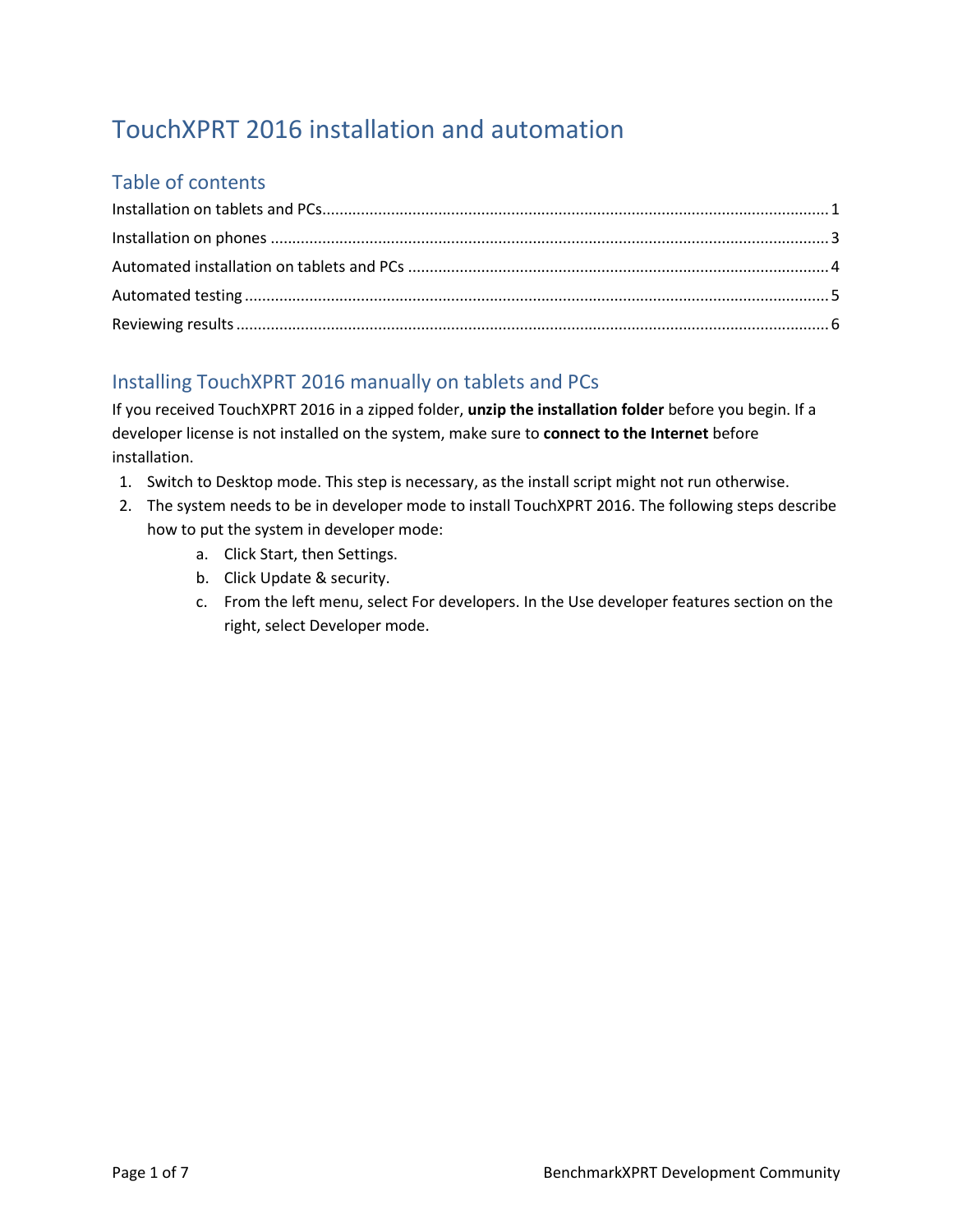# TouchXPRT 2016 installation and automation

## Table of contents

Installation on tablets and PCs....................................................................................................................1

Installation on phones ..................................................................................................................................3

Automated installation on tablets and PCs .................................................................................................4

Automated testing ........................................................................................................................................5

Reviewing results ..........................................................................................................................................6

## Installing TouchXPRT 2016 manually on tablets and PCs

If you received TouchXPRT 2016 in a zipped folder, **unzip the installation folder** before you begin. If a developer license is not installed on the system, make sure to **connect to the Internet** before installation.

1. Switch to Desktop mode. This step is necessary, as the install script might not run otherwise.
2. The system needs to be in developer mode to install TouchXPRT 2016. The following steps describe how to put the system in developer mode:
   a. Click Start, then Settings.
   b. Click Update & security.
   c. From the left menu, select For developers. In the Use developer features section on the right, select Developer mode.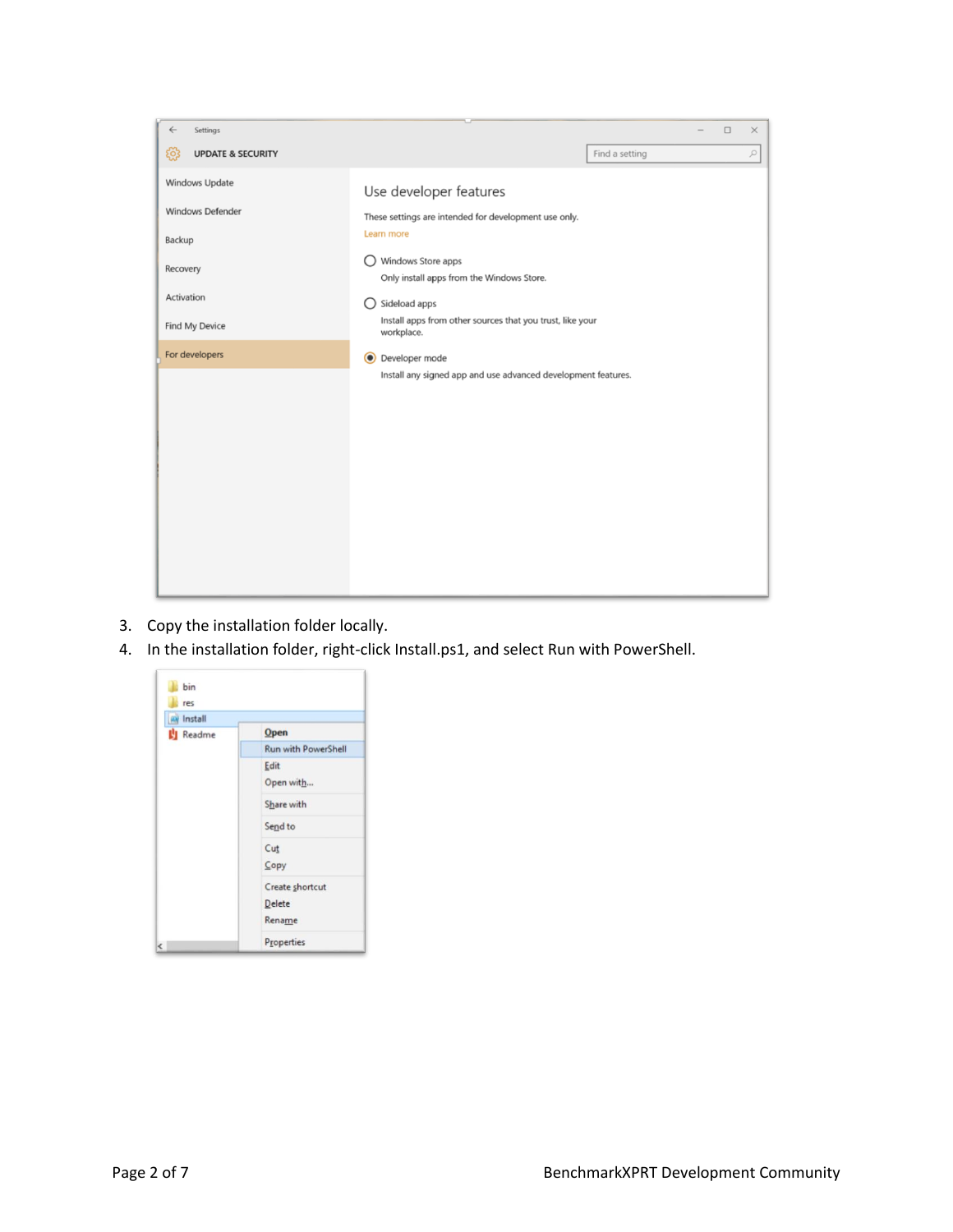3. Copy the installation folder locally.
4. In the installation folder, right-click Install.ps1, and select Run with PowerShell.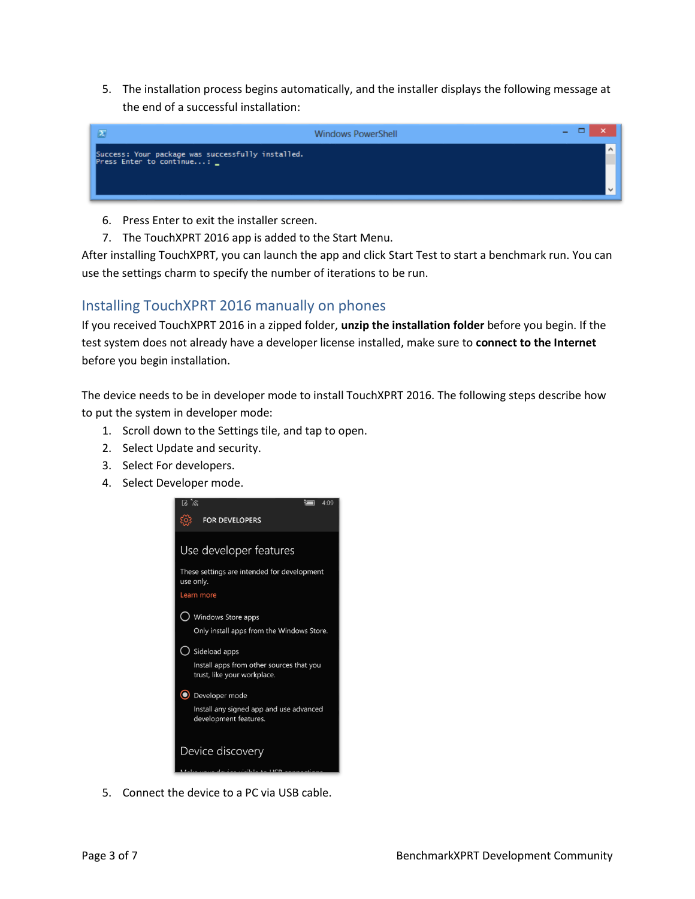5. The installation process begins automatically, and the installer displays the following message at the end of a successful installation:

6. Press Enter to exit the installer screen.
7. The TouchXPRT 2016 app is added to the Start Menu.

After installing TouchXPRT, you can launch the app and click Start Test to start a benchmark run. You can use the settings charm to specify the number of iterations to be run.

## Installing TouchXPRT 2016 manually on phones

If you received TouchXPRT 2016 in a zipped folder, **unzip the installation folder** before you begin. If the test system does not already have a developer license installed, make sure to **connect to the Internet** before you begin installation.

The device needs to be in developer mode to install TouchXPRT 2016. The following steps describe how to put the system in developer mode:

1. Scroll down to the Settings tile, and tap to open.
2. Select Update and security.
3. Select For developers.
4. Select Developer mode.

5. Connect the device to a PC via USB cable.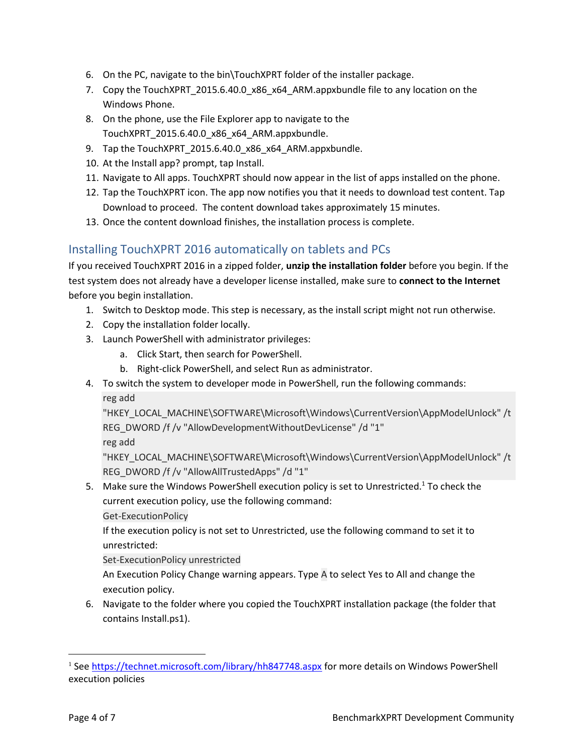6. On the PC, navigate to the bin\TouchXPRT folder of the installer package.
7. Copy the TouchXPRT_2015.6.40.0_x86_x64_ARM.appxbundle file to any location on the Windows Phone.
8. On the phone, use the File Explorer app to navigate to the TouchXPRT_2015.6.40.0_x86_x64_ARM.appxbundle.
9. Tap the TouchXPRT_2015.6.40.0_x86_x64_ARM.appxbundle.
10. At the Install app? prompt, tap Install.
11. Navigate to All apps. TouchXPRT should now appear in the list of apps installed on the phone.
12. Tap the TouchXPRT icon. The app now notifies you that it needs to download test content. Tap Download to proceed. The content download takes approximately 15 minutes.
13. Once the content download finishes, the installation process is complete.

## Installing TouchXPRT 2016 automatically on tablets and PCs

If you received TouchXPRT 2016 in a zipped folder, **unzip the installation folder** before you begin. If the test system does not already have a developer license installed, make sure to **connect to the Internet** before you begin installation.

1. Switch to Desktop mode. This step is necessary, as the install script might not run otherwise.
2. Copy the installation folder locally.
3. Launch PowerShell with administrator privileges:
   a. Click Start, then search for PowerShell.
   b. Right-click PowerShell, and select Run as administrator.
4. To switch the system to developer mode in PowerShell, run the following commands:
   ```
   reg add "HKEY_LOCAL_MACHINE\SOFTWARE\Microsoft\Windows\CurrentVersion\AppModelUnlock" /t REG_DWORD /f /v "AllowDevelopmentWithoutDevLicense" /d "1"
   reg add "HKEY_LOCAL_MACHINE\SOFTWARE\Microsoft\Windows\CurrentVersion\AppModelUnlock" /t REG_DWORD /f /v "AllowAllTrustedApps" /d "1"
   ```
5. Make sure the Windows PowerShell execution policy is set to Unrestricted.[1] To check the current execution policy, use the following command:
   ```
   Get-ExecutionPolicy
   ```
   If the execution policy is not set to Unrestricted, use the following command to set it to unrestricted:
   ```
   Set-ExecutionPolicy unrestricted
   ```
   An Execution Policy Change warning appears. Type `A` to select Yes to All and change the execution policy.
6. Navigate to the folder where you copied the TouchXPRT installation package (the folder that contains Install.ps1).

[1] See https://technet.microsoft.com/library/hh847748.aspx for more details on Windows PowerShell execution policies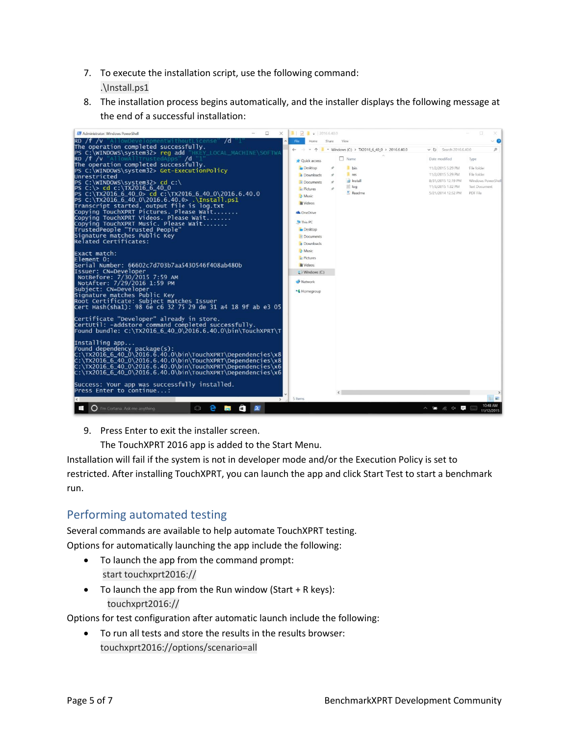7. To execute the installation script, use the following command:
   .\Install.ps1
8. The installation process begins automatically, and the installer displays the following message at the end of a successful installation:

9. Press Enter to exit the installer screen.
   The TouchXPRT 2016 app is added to the Start Menu.

Installation will fail if the system is not in developer mode and/or the Execution Policy is set to restricted. After installing TouchXPRT, you can launch the app and click Start Test to start a benchmark run.

## Performing automated testing

Several commands are available to help automate TouchXPRT testing.

Options for automatically launching the app include the following:

- To launch the app from the command prompt:
  start touchxprt2016://
- To launch the app from the Run window (Start + R keys):
  touchxprt2016://

Options for test configuration after automatic launch include the following:

- To run all tests and store the results in the results browser:
  touchxprt2016://options/scenario=all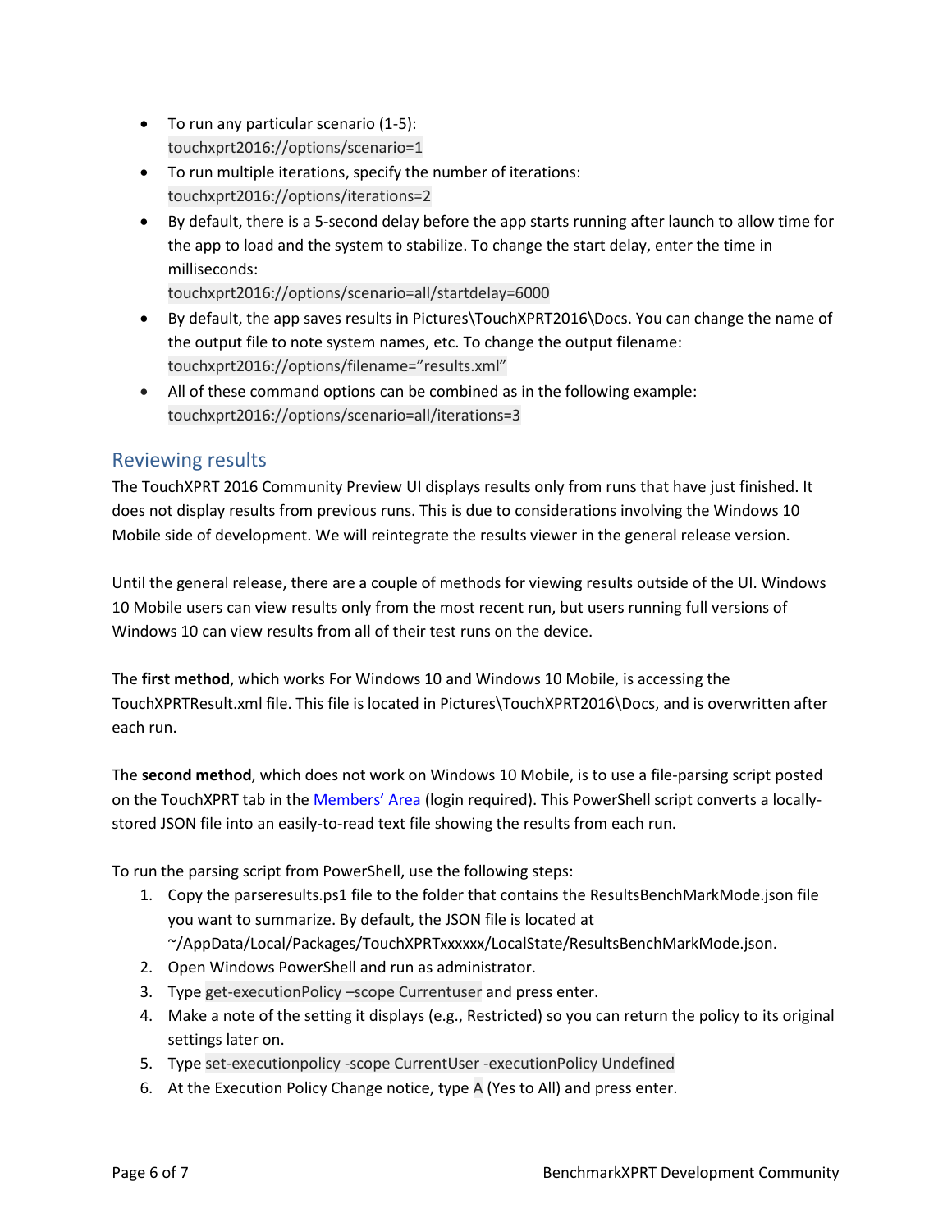- To run any particular scenario (1-5):
  `touchxprt2016://options/scenario=1`
- To run multiple iterations, specify the number of iterations:
  `touchxprt2016://options/iterations=2`
- By default, there is a 5-second delay before the app starts running after launch to allow time for the app to load and the system to stabilize. To change the start delay, enter the time in milliseconds:
  `touchxprt2016://options/scenario=all/startdelay=6000`
- By default, the app saves results in Pictures\TouchXPRT2016\Docs. You can change the name of the output file to note system names, etc. To change the output filename:
  `touchxprt2016://options/filename=”results.xml”`
- All of these command options can be combined as in the following example:
  `touchxprt2016://options/scenario=all/iterations=3`

## Reviewing results

The TouchXPRT 2016 Community Preview UI displays results only from runs that have just finished. It does not display results from previous runs. This is due to considerations involving the Windows 10 Mobile side of development. We will reintegrate the results viewer in the general release version.

Until the general release, there are a couple of methods for viewing results outside of the UI. Windows 10 Mobile users can view results only from the most recent run, but users running full versions of Windows 10 can view results from all of their test runs on the device.

The **first method**, which works For Windows 10 and Windows 10 Mobile, is accessing the TouchXPRTResult.xml file. This file is located in Pictures\TouchXPRT2016\Docs, and is overwritten after each run.

The **second method**, which does not work on Windows 10 Mobile, is to use a file-parsing script posted on the TouchXPRT tab in the Members’ Area (login required). This PowerShell script converts a locally-stored JSON file into an easily-to-read text file showing the results from each run.

To run the parsing script from PowerShell, use the following steps:

1. Copy the parseresults.ps1 file to the folder that contains the ResultsBenchMarkMode.json file you want to summarize. By default, the JSON file is located at ~/AppData/Local/Packages/TouchXPRTxxxxxx/LocalState/ResultsBenchMarkMode.json.
2. Open Windows PowerShell and run as administrator.
3. Type `get-executionPolicy –scope Currentuser` and press enter.
4. Make a note of the setting it displays (e.g., Restricted) so you can return the policy to its original settings later on.
5. Type `set-executionpolicy -scope CurrentUser -executionPolicy Undefined`
6. At the Execution Policy Change notice, type `A` (Yes to All) and press enter.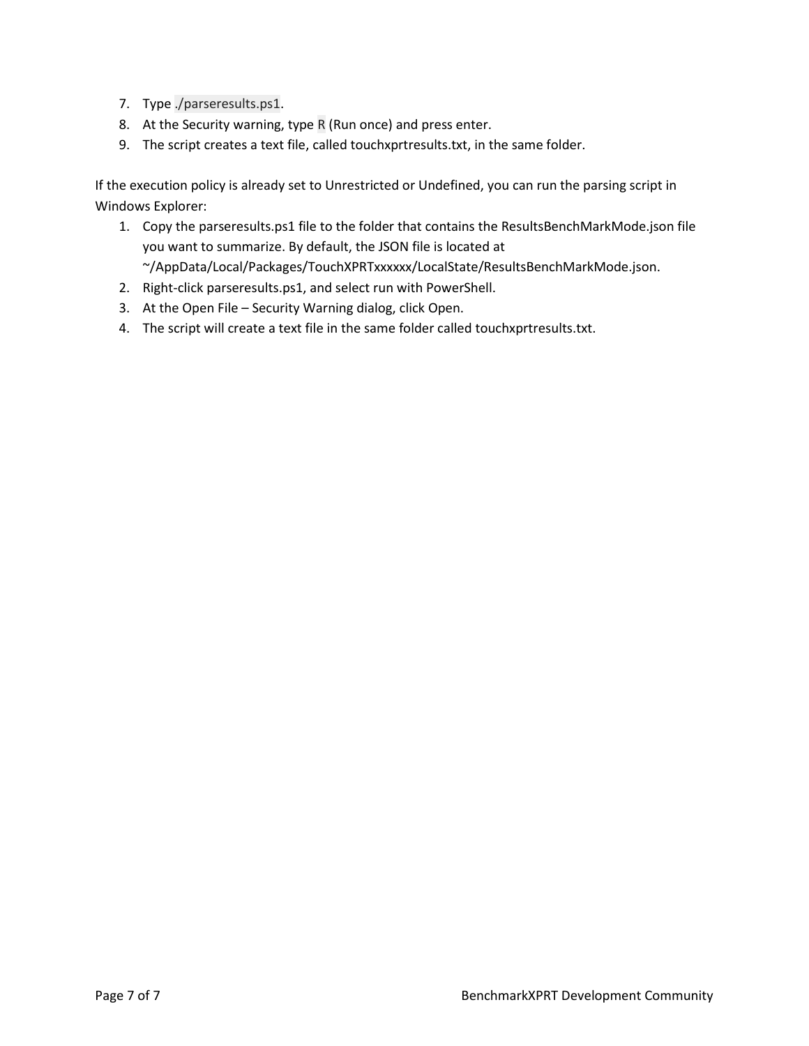7. Type `./parseresults.ps1`.
8. At the Security warning, type `R` (Run once) and press enter.
9. The script creates a text file, called touchxprtresults.txt, in the same folder.

If the execution policy is already set to Unrestricted or Undefined, you can run the parsing script in Windows Explorer:

1. Copy the parseresults.ps1 file to the folder that contains the ResultsBenchMarkMode.json file you want to summarize. By default, the JSON file is located at ~/AppData/Local/Packages/TouchXPRTxxxxxx/LocalState/ResultsBenchMarkMode.json.
2. Right-click parseresults.ps1, and select run with PowerShell.
3. At the Open File – Security Warning dialog, click Open.
4. The script will create a text file in the same folder called touchxprtresults.txt.